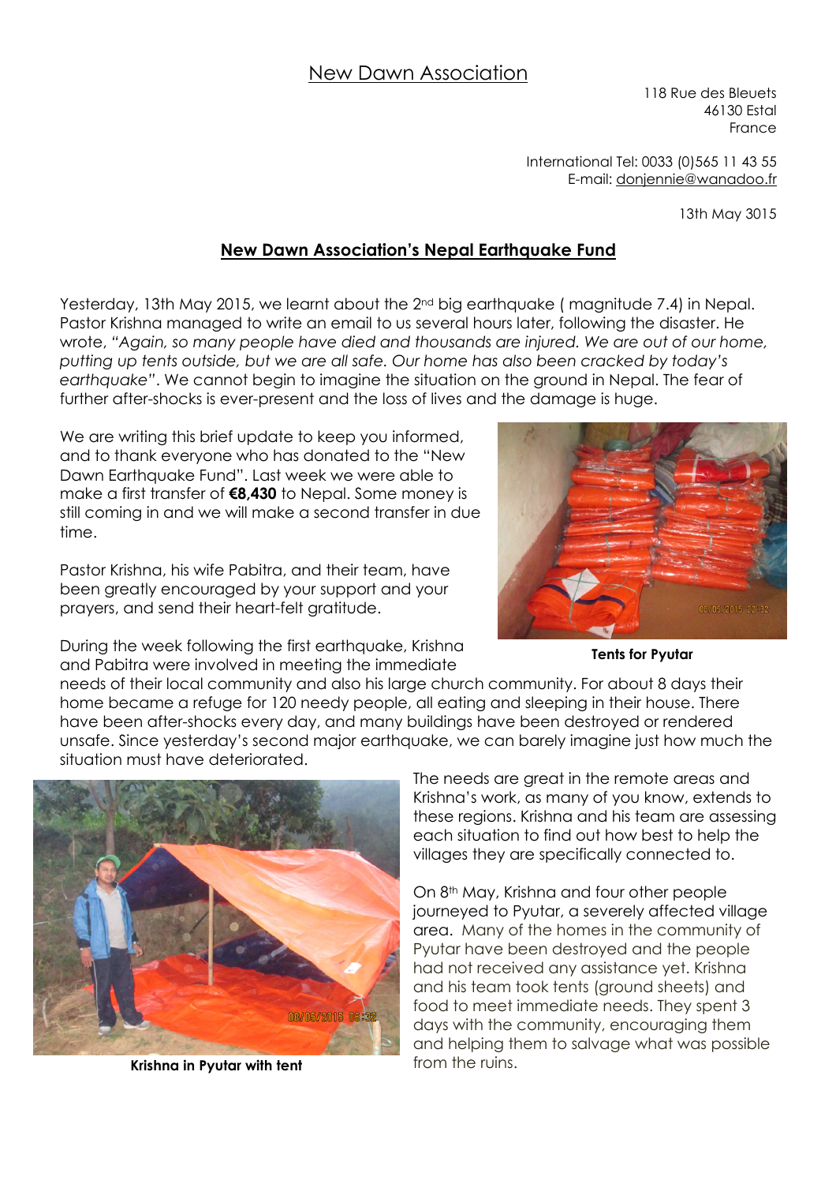# New Dawn Association

118 Rue des Bleuets
46130 Estal
France

International Tel: 0033 (0)565 11 43 55
E-mail: donjennie@wanadoo.fr

13th May 3015

## New Dawn Association's Nepal Earthquake Fund

Yesterday, 13th May 2015, we learnt about the 2nd big earthquake ( magnitude 7.4) in Nepal. Pastor Krishna managed to write an email to us several hours later, following the disaster. He wrote, *"Again, so many people have died and thousands are injured. We are out of our home, putting up tents outside, but we are all safe. Our home has also been cracked by today's earthquake"*. We cannot begin to imagine the situation on the ground in Nepal. The fear of further after-shocks is ever-present and the loss of lives and the damage is huge.

We are writing this brief update to keep you informed, and to thank everyone who has donated to the "New Dawn Earthquake Fund". Last week we were able to make a first transfer of **€8,430** to Nepal. Some money is still coming in and we will make a second transfer in due time.

Pastor Krishna, his wife Pabitra, and their team, have been greatly encouraged by your support and your prayers, and send their heart-felt gratitude.

**Tents for Pyutar**

During the week following the first earthquake, Krishna and Pabitra were involved in meeting the immediate needs of their local community and also his large church community. For about 8 days their home became a refuge for 120 needy people, all eating and sleeping in their house. There have been after-shocks every day, and many buildings have been destroyed or rendered unsafe. Since yesterday's second major earthquake, we can barely imagine just how much the situation must have deteriorated.

The needs are great in the remote areas and Krishna's work, as many of you know, extends to these regions. Krishna and his team are assessing each situation to find out how best to help the villages they are specifically connected to.

On 8th May, Krishna and four other people journeyed to Pyutar, a severely affected village area. Many of the homes in the community of Pyutar have been destroyed and the people had not received any assistance yet. Krishna and his team took tents (ground sheets) and food to meet immediate needs. They spent 3 days with the community, encouraging them and helping them to salvage what was possible from the ruins.

**Krishna in Pyutar with tent**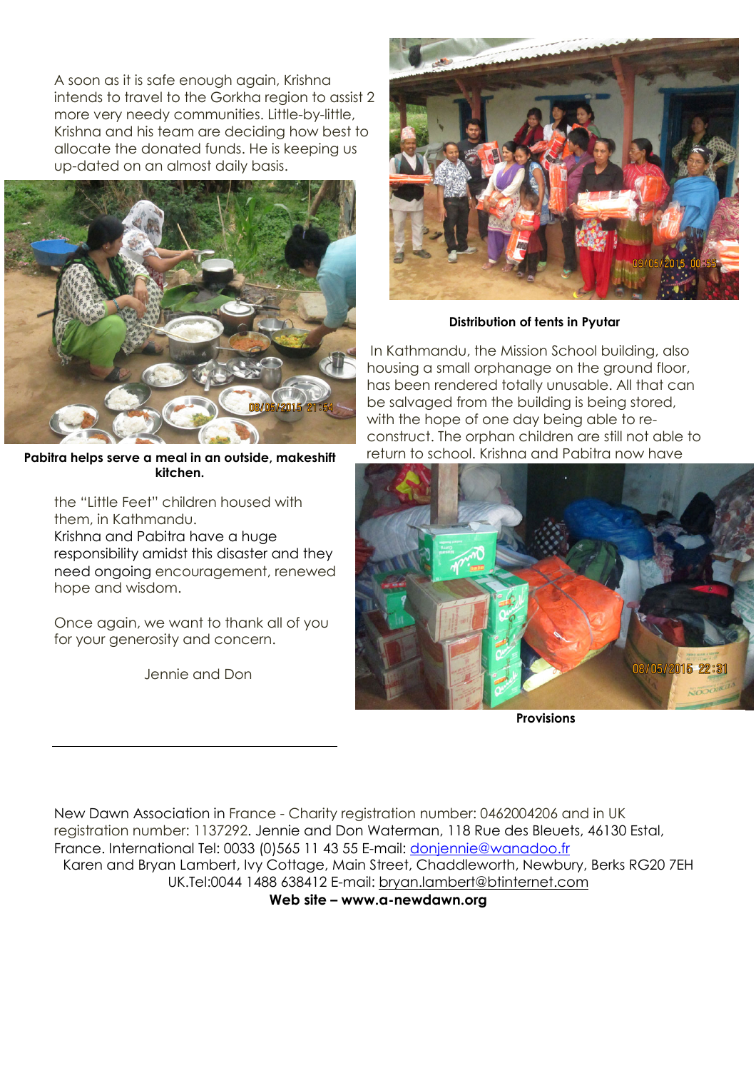A soon as it is safe enough again, Krishna intends to travel to the Gorkha region to assist 2 more very needy communities. Little-by-little, Krishna and his team are deciding how best to allocate the donated funds. He is keeping us up-dated on an almost daily basis.

**Pabitra helps serve a meal in an outside, makeshift kitchen.**

**Distribution of tents in Pyutar**

In Kathmandu, the Mission School building, also housing a small orphanage on the ground floor, has been rendered totally unusable. All that can be salvaged from the building is being stored, with the hope of one day being able to re-construct. The orphan children are still not able to return to school. Krishna and Pabitra now have the "Little Feet" children housed with them, in Kathmandu.

Krishna and Pabitra have a huge responsibility amidst this disaster and they need ongoing encouragement, renewed hope and wisdom.

Once again, we want to thank all of you for your generosity and concern.

Jennie and Don

**Provisions**

---

New Dawn Association in France - Charity registration number: 0462004206 and in UK registration number: 1137292. Jennie and Don Waterman, 118 Rue des Bleuets, 46130 Estal, France. International Tel: 0033 (0)565 11 43 55 E-mail: donjennie@wanadoo.fr
Karen and Bryan Lambert, Ivy Cottage, Main Street, Chaddleworth, Newbury, Berks RG20 7EH UK.Tel:0044 1488 638412 E-mail: bryan.lambert@btinternet.com
**Web site – www.a-newdawn.org**